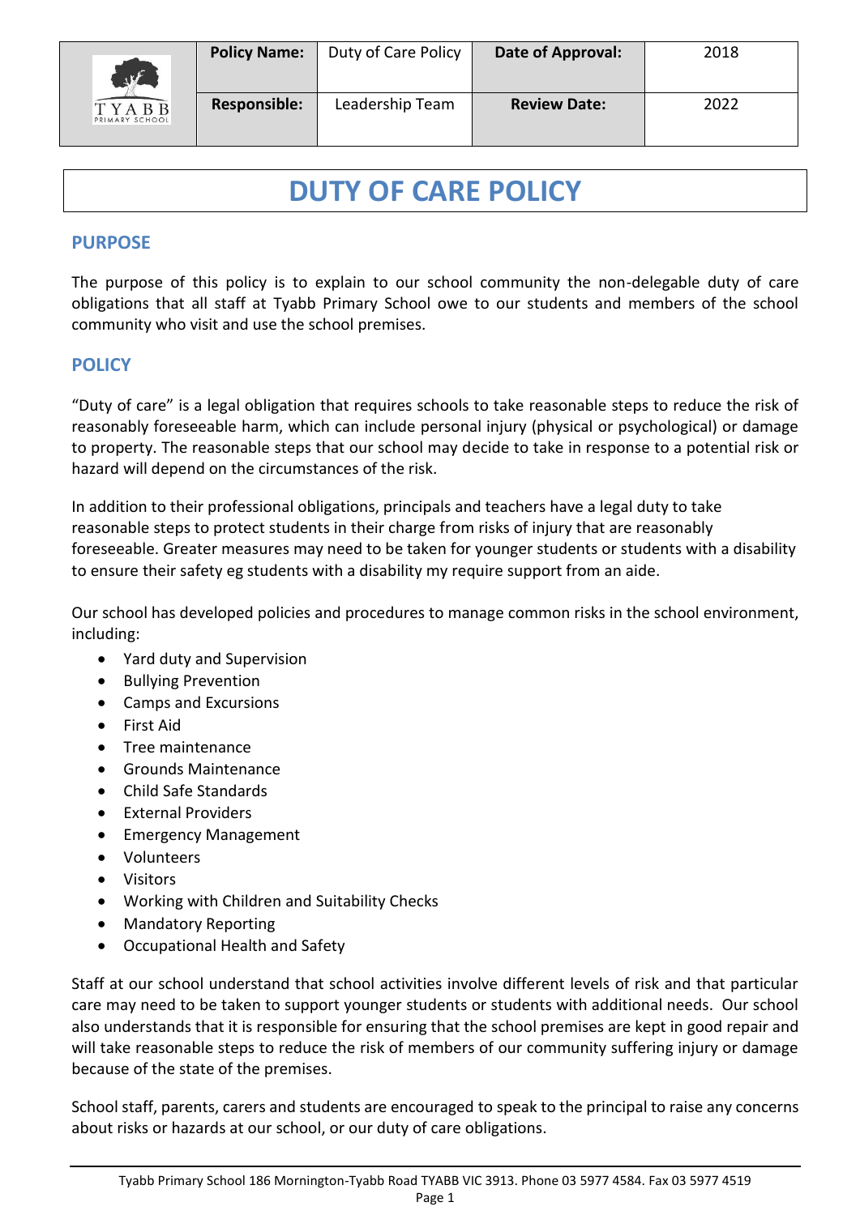| | Policy Name: | Duty of Care Policy | Date of Approval: | 2018 |
|---|---|---|---|---|
| TYABB PRIMARY SCHOOL | Responsible: | Leadership Team | Review Date: | 2022 |

# DUTY OF CARE POLICY

## PURPOSE

The purpose of this policy is to explain to our school community the non-delegable duty of care obligations that all staff at Tyabb Primary School owe to our students and members of the school community who visit and use the school premises.

## POLICY

"Duty of care" is a legal obligation that requires schools to take reasonable steps to reduce the risk of reasonably foreseeable harm, which can include personal injury (physical or psychological) or damage to property. The reasonable steps that our school may decide to take in response to a potential risk or hazard will depend on the circumstances of the risk.

In addition to their professional obligations, principals and teachers have a legal duty to take reasonable steps to protect students in their charge from risks of injury that are reasonably foreseeable. Greater measures may need to be taken for younger students or students with a disability to ensure their safety eg students with a disability my require support from an aide.

Our school has developed policies and procedures to manage common risks in the school environment, including:

- Yard duty and Supervision
- Bullying Prevention
- Camps and Excursions
- First Aid
- Tree maintenance
- Grounds Maintenance
- Child Safe Standards
- External Providers
- Emergency Management
- Volunteers
- Visitors
- Working with Children and Suitability Checks
- Mandatory Reporting
- Occupational Health and Safety

Staff at our school understand that school activities involve different levels of risk and that particular care may need to be taken to support younger students or students with additional needs. Our school also understands that it is responsible for ensuring that the school premises are kept in good repair and will take reasonable steps to reduce the risk of members of our community suffering injury or damage because of the state of the premises.

School staff, parents, carers and students are encouraged to speak to the principal to raise any concerns about risks or hazards at our school, or our duty of care obligations.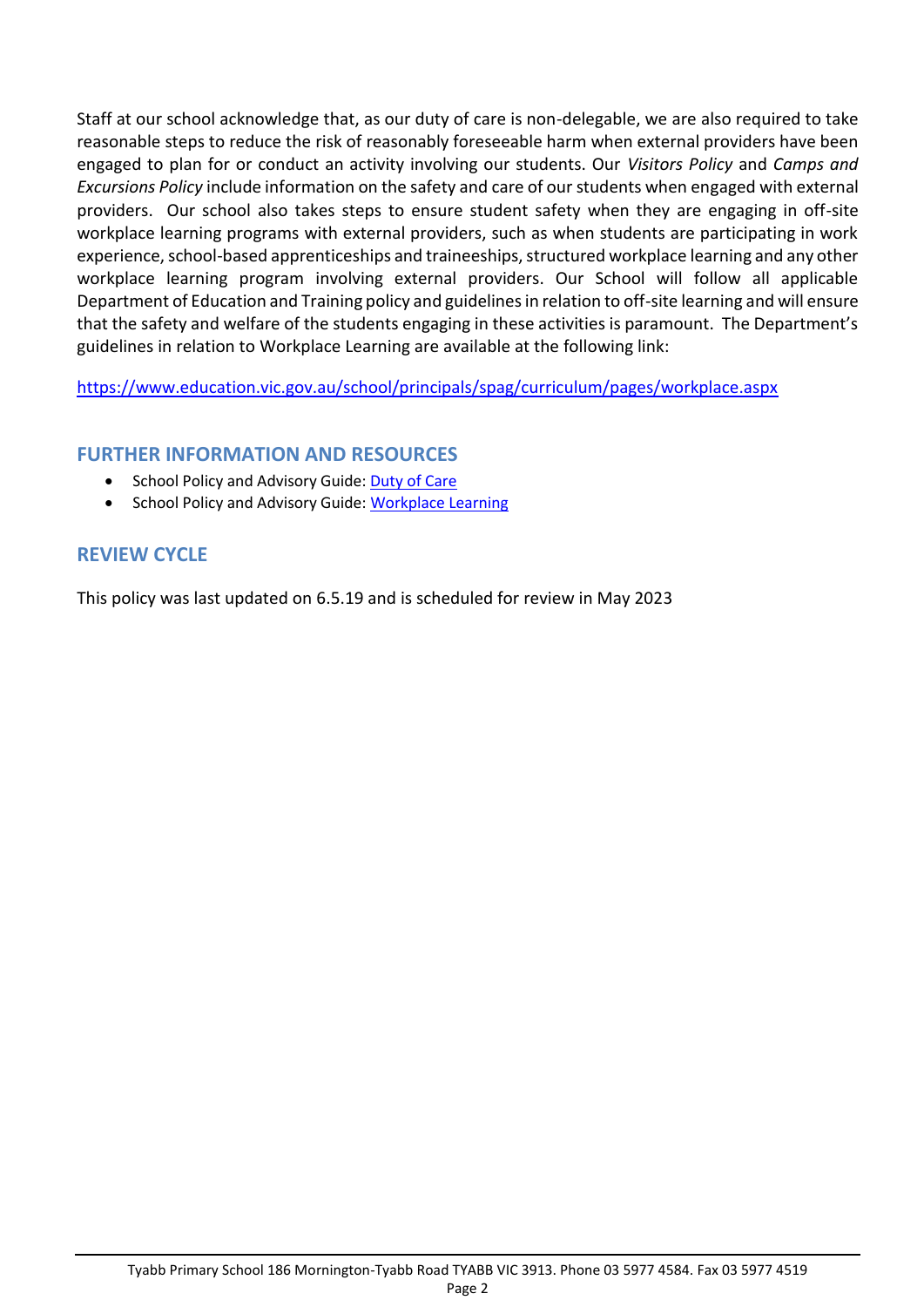Staff at our school acknowledge that, as our duty of care is non-delegable, we are also required to take reasonable steps to reduce the risk of reasonably foreseeable harm when external providers have been engaged to plan for or conduct an activity involving our students. Our *Visitors Policy* and *Camps and Excursions Policy* include information on the safety and care of our students when engaged with external providers. Our school also takes steps to ensure student safety when they are engaging in off-site workplace learning programs with external providers, such as when students are participating in work experience, school-based apprenticeships and traineeships, structured workplace learning and any other workplace learning program involving external providers. Our School will follow all applicable Department of Education and Training policy and guidelines in relation to off-site learning and will ensure that the safety and welfare of the students engaging in these activities is paramount. The Department's guidelines in relation to Workplace Learning are available at the following link:

https://www.education.vic.gov.au/school/principals/spag/curriculum/pages/workplace.aspx

## FURTHER INFORMATION AND RESOURCES

- School Policy and Advisory Guide: Duty of Care
- School Policy and Advisory Guide: Workplace Learning

## REVIEW CYCLE

This policy was last updated on 6.5.19 and is scheduled for review in May 2023